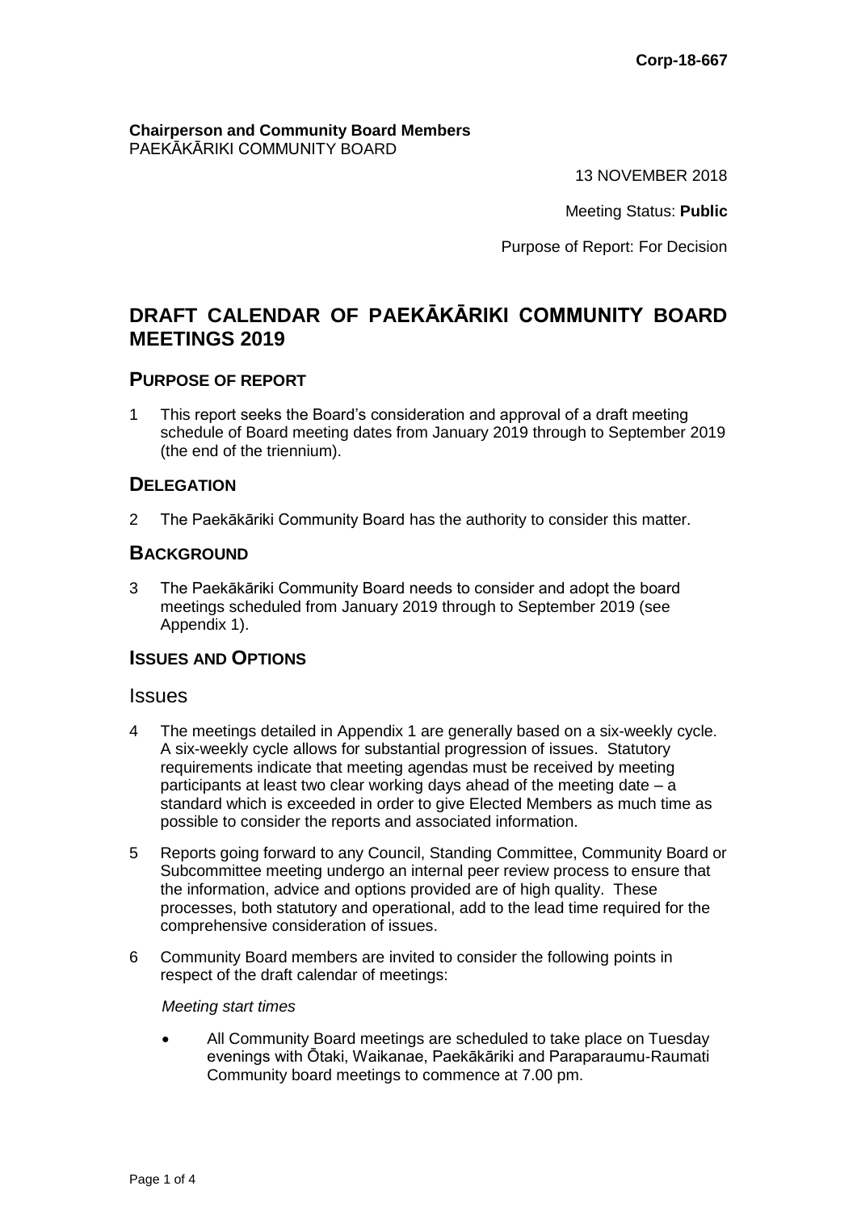**Corp-18-667**

**Chairperson and Community Board Members**
PAEKĀKĀRIKI COMMUNITY BOARD

13 NOVEMBER 2018

Meeting Status: **Public**

Purpose of Report: For Decision

# DRAFT CALENDAR OF PAEKĀKĀRIKI COMMUNITY BOARD MEETINGS 2019

## PURPOSE OF REPORT

1 This report seeks the Board's consideration and approval of a draft meeting schedule of Board meeting dates from January 2019 through to September 2019 (the end of the triennium).

## DELEGATION

2 The Paekākāriki Community Board has the authority to consider this matter.

## BACKGROUND

3 The Paekākāriki Community Board needs to consider and adopt the board meetings scheduled from January 2019 through to September 2019 (see Appendix 1).

## ISSUES AND OPTIONS

### Issues

4 The meetings detailed in Appendix 1 are generally based on a six-weekly cycle. A six-weekly cycle allows for substantial progression of issues. Statutory requirements indicate that meeting agendas must be received by meeting participants at least two clear working days ahead of the meeting date – a standard which is exceeded in order to give Elected Members as much time as possible to consider the reports and associated information.

5 Reports going forward to any Council, Standing Committee, Community Board or Subcommittee meeting undergo an internal peer review process to ensure that the information, advice and options provided are of high quality. These processes, both statutory and operational, add to the lead time required for the comprehensive consideration of issues.

6 Community Board members are invited to consider the following points in respect of the draft calendar of meetings:

*Meeting start times*

- All Community Board meetings are scheduled to take place on Tuesday evenings with Ōtaki, Waikanae, Paekākāriki and Paraparaumu-Raumati Community board meetings to commence at 7.00 pm.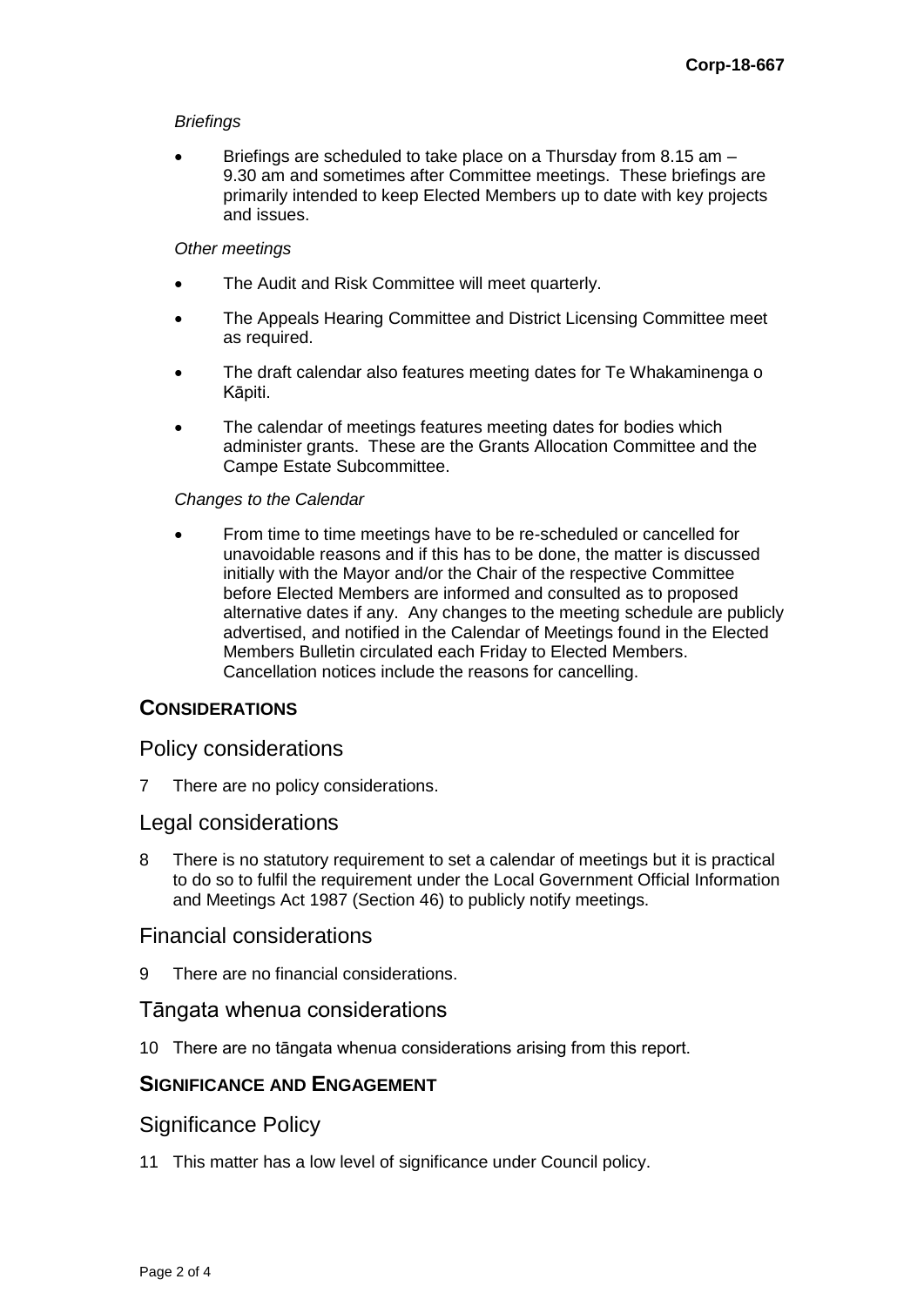*Briefings*

- Briefings are scheduled to take place on a Thursday from 8.15 am – 9.30 am and sometimes after Committee meetings. These briefings are primarily intended to keep Elected Members up to date with key projects and issues.

*Other meetings*

- The Audit and Risk Committee will meet quarterly.
- The Appeals Hearing Committee and District Licensing Committee meet as required.
- The draft calendar also features meeting dates for Te Whakaminenga o Kāpiti.
- The calendar of meetings features meeting dates for bodies which administer grants. These are the Grants Allocation Committee and the Campe Estate Subcommittee.

*Changes to the Calendar*

- From time to time meetings have to be re-scheduled or cancelled for unavoidable reasons and if this has to be done, the matter is discussed initially with the Mayor and/or the Chair of the respective Committee before Elected Members are informed and consulted as to proposed alternative dates if any. Any changes to the meeting schedule are publicly advertised, and notified in the Calendar of Meetings found in the Elected Members Bulletin circulated each Friday to Elected Members. Cancellation notices include the reasons for cancelling.

## CONSIDERATIONS

### Policy considerations

7 There are no policy considerations.

### Legal considerations

8 There is no statutory requirement to set a calendar of meetings but it is practical to do so to fulfil the requirement under the Local Government Official Information and Meetings Act 1987 (Section 46) to publicly notify meetings.

### Financial considerations

9 There are no financial considerations.

### Tāngata whenua considerations

10 There are no tāngata whenua considerations arising from this report.

## SIGNIFICANCE AND ENGAGEMENT

### Significance Policy

11 This matter has a low level of significance under Council policy.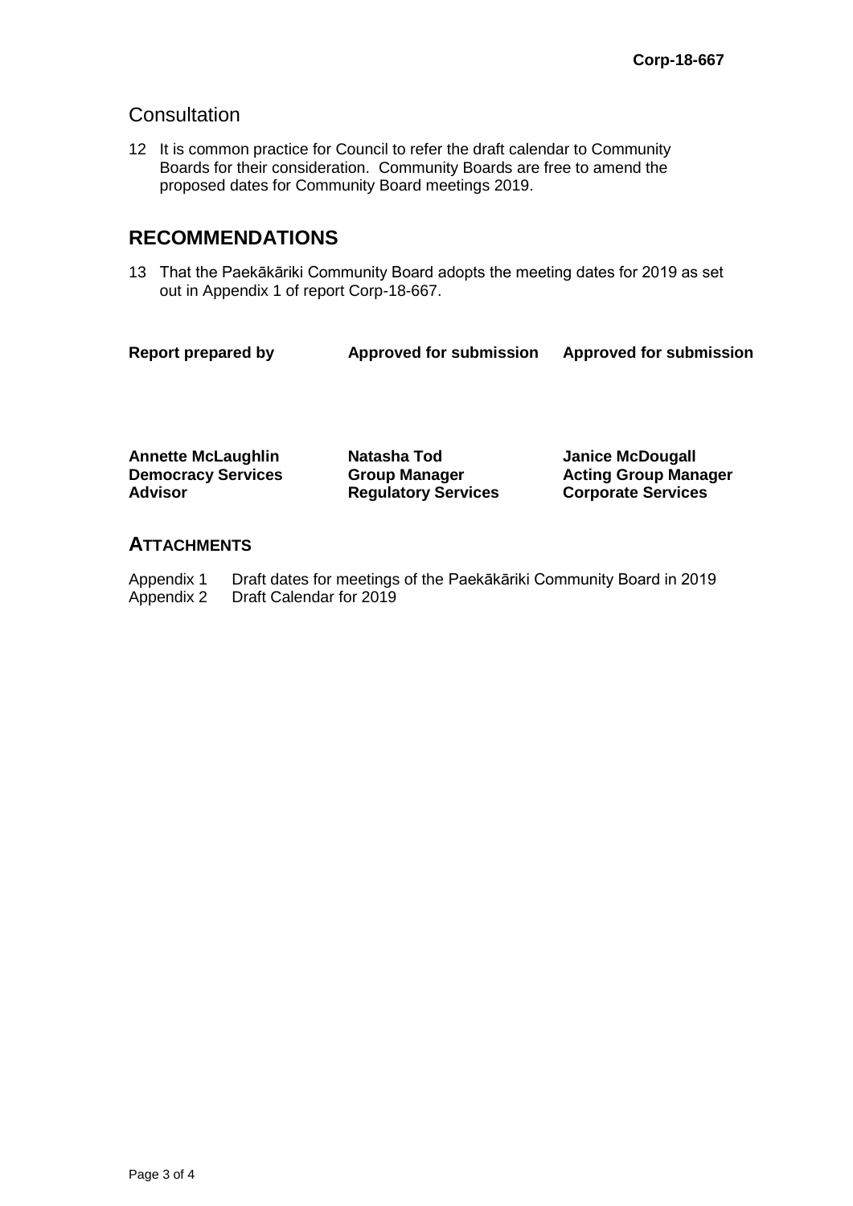## Consultation

12 It is common practice for Council to refer the draft calendar to Community Boards for their consideration. Community Boards are free to amend the proposed dates for Community Board meetings 2019.

## RECOMMENDATIONS

13 That the Paekākāriki Community Board adopts the meeting dates for 2019 as set out in Appendix 1 of report Corp-18-667.

| **Report prepared by** | **Approved for submission** | **Approved for submission** |
|---|---|---|
| **Annette McLaughlin** | **Natasha Tod** | **Janice McDougall** |
| **Democracy Services Advisor** | **Group Manager Regulatory Services** | **Acting Group Manager Corporate Services** |

## ATTACHMENTS

Appendix 1 Draft dates for meetings of the Paekākāriki Community Board in 2019
Appendix 2 Draft Calendar for 2019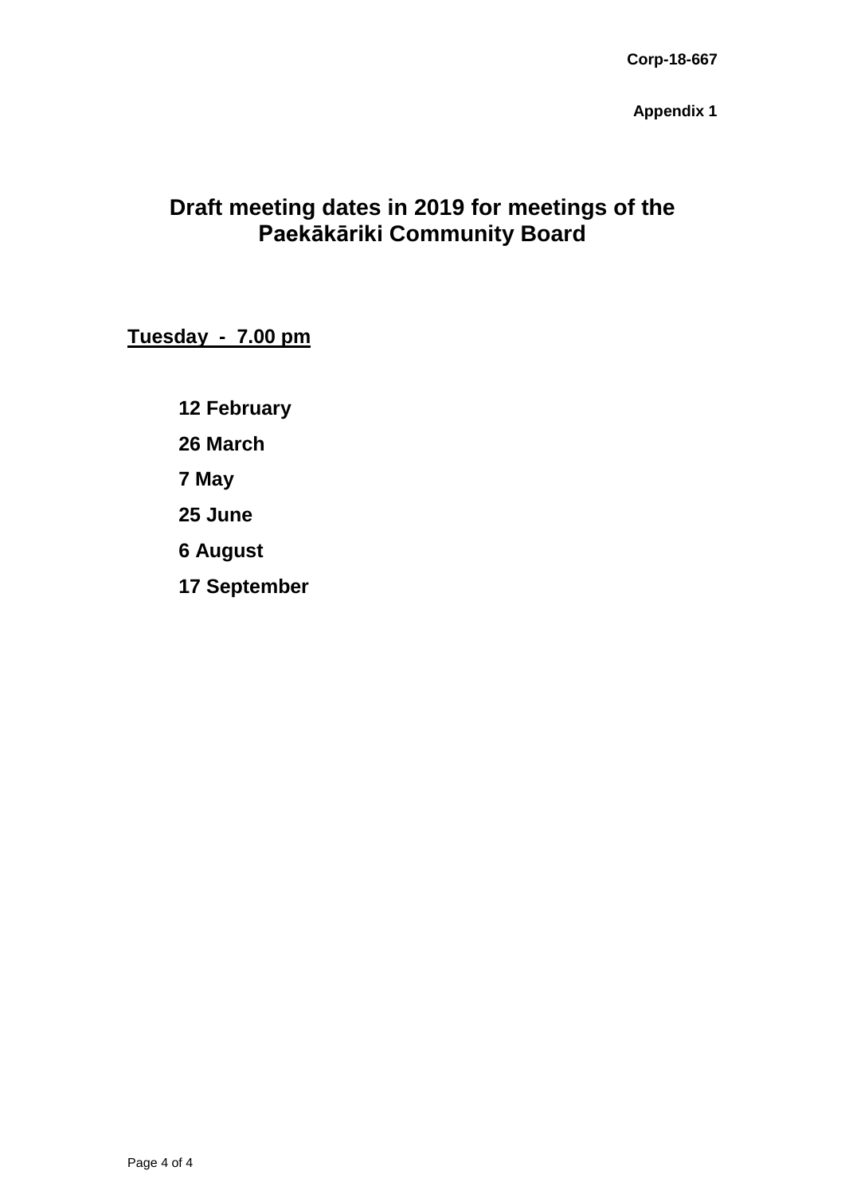**Corp-18-667**

**Appendix 1**

# Draft meeting dates in 2019 for meetings of the Paekākāriki Community Board

**<u>Tuesday - 7.00 pm</u>**

**12 February**

**26 March**

**7 May**

**25 June**

**6 August**

**17 September**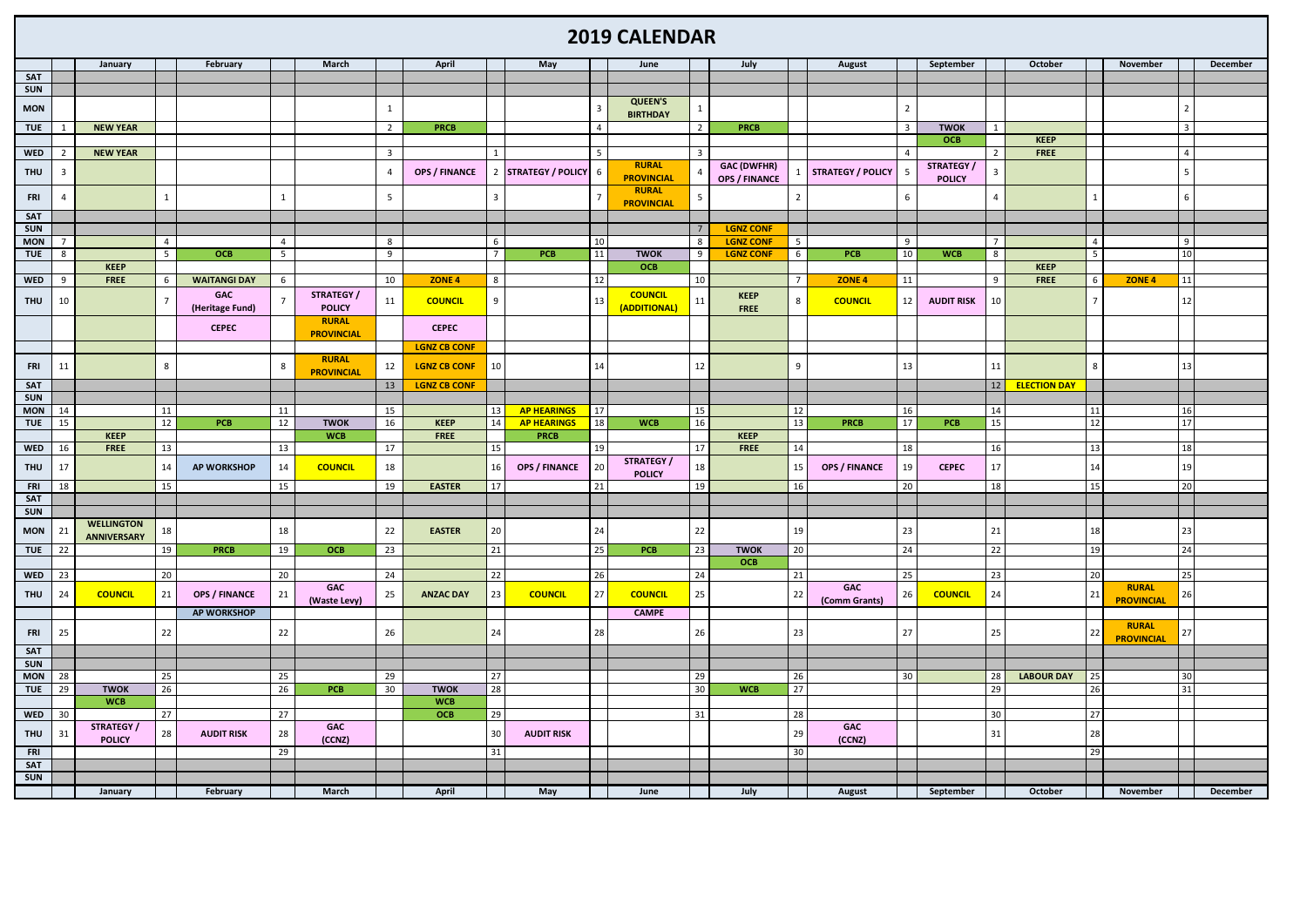# 2019 CALENDAR

| | | January | | February | | March | | April | | May | | June | | July | | August | | September | | October | | November | | December |
|---|---|---|---|---|---|---|---|---|---|---|---|---|---|---|---|---|---|---|---|---|---|---|---|---|
| **SAT** | | | | | | | | | | | | | | | | | | | | | | | | |
| **SUN** | | | | | | | | | | | | | | | | | | | | | | | | |
| **MON** | | | | | | | 1 | | | | 3 | **QUEEN'S BIRTHDAY** | 1 | | | | 2 | | | | | | 2 | |
| **TUE** | 1 | **NEW YEAR** | | | | | 2 | **PRCB** | | | 4 | | 2 | **PRCB** | | | 3 | **TWOK** | 1 | | | | 3 | |
| | | | | | | | | | | | | | | | | | | **OCB** | | **KEEP** | | | | |
| **WED** | 2 | **NEW YEAR** | | | | | 3 | | 1 | | 5 | | 3 | | | | 4 | | 2 | **FREE** | | | 4 | |
| **THU** | 3 | | | | | | 4 | **OPS / FINANCE** | 2 | **STRATEGY / POLICY** | 6 | **RURAL PROVINCIAL** | 4 | **GAC (DWFHR) OPS / FINANCE** | 1 | **STRATEGY / POLICY** | 5 | **STRATEGY / POLICY** | 3 | | | | 5 | |
| **FRI** | 4 | | 1 | | 1 | | 5 | | 3 | | 7 | **RURAL PROVINCIAL** | 5 | | 2 | | 6 | | 4 | | 1 | | 6 | |
| **SAT** | | | | | | | | | | | | | | | | | | | | | | | | |
| **SUN** | | | | | | | | | | | | | 7 | **LGNZ CONF** | | | | | | | | | | |
| **MON** | 7 | | 4 | | 4 | | 8 | | 6 | | 10 | | 8 | **LGNZ CONF** | 5 | | 9 | | 7 | | 4 | | 9 | |
| **TUE** | 8 | | 5 | **OCB** | 5 | | 9 | | 7 | **PCB** | 11 | **TWOK** | 9 | **LGNZ CONF** | 6 | **PCB** | 10 | **WCB** | 8 | | 5 | | 10 | |
| | | **KEEP** | | | | | | | | | | **OCB** | | | | | | | | **KEEP** | | | | |
| **WED** | 9 | **FREE** | 6 | **WAITANGI DAY** | 6 | | 10 | **ZONE 4** | 8 | | 12 | | 10 | | 7 | **ZONE 4** | 11 | | 9 | **FREE** | 6 | **ZONE 4** | 11 | |
| **THU** | 10 | | 7 | **GAC (Heritage Fund)** | 7 | **STRATEGY / POLICY** | 11 | **COUNCIL** | 9 | | 13 | **COUNCIL (ADDITIONAL)** | 11 | **KEEP FREE** | 8 | **COUNCIL** | 12 | **AUDIT RISK** | 10 | | 7 | | 12 | |
| | | | | **CEPEC** | | **RURAL PROVINCIAL** | | **CEPEC** | | | | | | | | | | | | | | | | |
| | | | | | | | | **LGNZ CB CONF** | | | | | | | | | | | | | | | | |
| **FRI** | 11 | | 8 | | 8 | **RURAL PROVINCIAL** | 12 | **LGNZ CB CONF** | 10 | | 14 | | 12 | | 9 | | 13 | | 11 | | 8 | | 13 | |
| **SAT** | | | | | | | 13 | **LGNZ CB CONF** | | | | | | | | | | | 12 | **ELECTION DAY** | | | | |
| **SUN** | | | | | | | | | | | | | | | | | | | | | | | | |
| **MON** | 14 | | 11 | | 11 | | 15 | | 13 | **AP HEARINGS** | 17 | | 15 | | 12 | | 16 | | 14 | | 11 | | 16 | |
| **TUE** | 15 | | 12 | **PCB** | 12 | **TWOK** | 16 | **KEEP** | 14 | **AP HEARINGS** | 18 | **WCB** | 16 | | 13 | **PRCB** | 17 | **PCB** | 15 | | 12 | | 17 | |
| | | **KEEP** | | | | **WCB** | | **FREE** | | **PRCB** | | | | **KEEP** | | | | | | | | | | |
| **WED** | 16 | **FREE** | 13 | | 13 | | 17 | | 15 | | 19 | | 17 | **FREE** | 14 | | 18 | | 16 | | 13 | | 18 | |
| **THU** | 17 | | 14 | **AP WORKSHOP** | 14 | **COUNCIL** | 18 | | 16 | **OPS / FINANCE** | 20 | **STRATEGY / POLICY** | 18 | | 15 | **OPS / FINANCE** | 19 | **CEPEC** | 17 | | 14 | | 19 | |
| **FRI** | 18 | | 15 | | 15 | | 19 | **EASTER** | 17 | | 21 | | 19 | | 16 | | 20 | | 18 | | 15 | | 20 | |
| **SAT** | | | | | | | | | | | | | | | | | | | | | | | | |
| **SUN** | | | | | | | | | | | | | | | | | | | | | | | | |
| **MON** | 21 | **WELLINGTON ANNIVERSARY** | 18 | | 18 | | 22 | **EASTER** | 20 | | 24 | | 22 | | 19 | | 23 | | 21 | | 18 | | 23 | |
| **TUE** | 22 | | 19 | **PRCB** | 19 | **OCB** | 23 | | 21 | | 25 | **PCB** | 23 | **TWOK** | 20 | | 24 | | 22 | | 19 | | 24 | |
| | | | | | | | | | | | | | | **OCB** | | | | | | | | | | |
| **WED** | 23 | | 20 | | 20 | | 24 | | 22 | | 26 | | 24 | | 21 | | 25 | | 23 | | 20 | | 25 | |
| **THU** | 24 | **COUNCIL** | 21 | **OPS / FINANCE** | 21 | **GAC (Waste Levy)** | 25 | **ANZAC DAY** | 23 | **COUNCIL** | 27 | **COUNCIL** | 25 | | 22 | **GAC (Comm Grants)** | 26 | **COUNCIL** | 24 | | 21 | **RURAL PROVINCIAL** | 26 | |
| | | | | **AP WORKSHOP** | | | | | | | | **CAMPE** | | | | | | | | | | | | |
| **FRI** | 25 | | 22 | | 22 | | 26 | | 24 | | 28 | | 26 | | 23 | | 27 | | 25 | | 22 | **RURAL PROVINCIAL** | 27 | |
| **SAT** | | | | | | | | | | | | | | | | | | | | | | | | |
| **SUN** | | | | | | | | | | | | | | | | | | | | | | | | |
| **MON** | 28 | | 25 | | 25 | | 29 | | 27 | | | | 29 | | 26 | | 30 | | 28 | **LABOUR DAY** | 25 | | 30 | |
| **TUE** | 29 | **TWOK** | 26 | | 26 | **PCB** | 30 | **TWOK** | 28 | | | | 30 | **WCB** | 27 | | | | 29 | | 26 | | 31 | |
| | | **WCB** | | | | | | **WCB** | | | | | | | | | | | | | | | | |
| **WED** | 30 | | 27 | | 27 | | | **OCB** | 29 | | | | 31 | | 28 | | | | 30 | | 27 | | | |
| **THU** | 31 | **STRATEGY / POLICY** | 28 | **AUDIT RISK** | 28 | **GAC (CCNZ)** | | | 30 | **AUDIT RISK** | | | | | 29 | **GAC (CCNZ)** | | | 31 | | 28 | | | |
| **FRI** | | | | | 29 | | | | 31 | | | | | | 30 | | | | | | 29 | | | |
| **SAT** | | | | | | | | | | | | | | | | | | | | | | | | |
| **SUN** | | | | | | | | | | | | | | | | | | | | | | | | |
| | | January | | February | | March | | April | | May | | June | | July | | August | | September | | October | | November | | December |